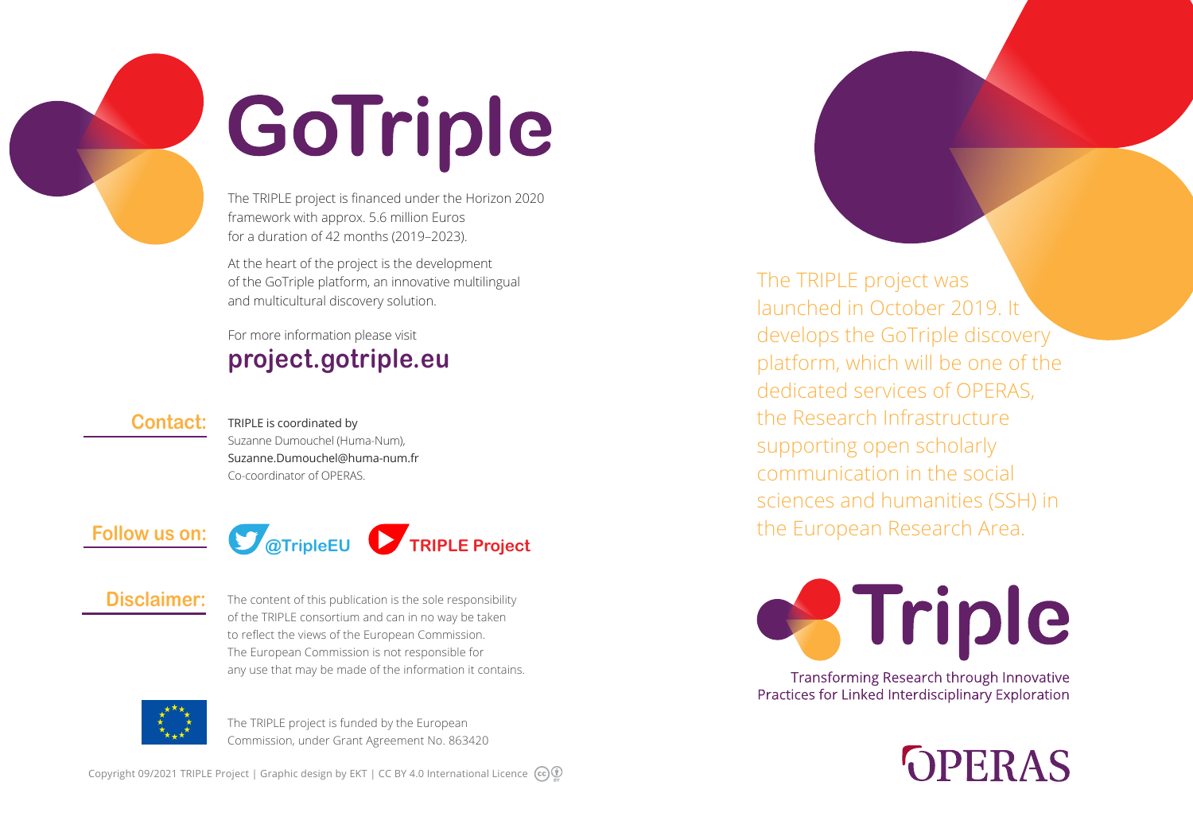# GoTriple

The TRIPLE project is financed under the Horizon 2020 framework with approx. 5.6 million Euros for a duration of 42 months (2019–2023).

At the heart of the project is the development of the GoTriple platform, an innovative multilingual and multicultural discovery solution.

For more information please visit
**project.gotriple.eu**

**Contact:**

TRIPLE is coordinated by
Suzanne Dumouchel (Huma-Num),
Suzanne.Dumouchel@huma-num.fr
Co-coordinator of OPERAS.

**Follow us on:**

@TripleEU

TRIPLE Project

**Disclaimer:**

The content of this publication is the sole responsibility of the TRIPLE consortium and can in no way be taken to reflect the views of the European Commission. The European Commission is not responsible for any use that may be made of the information it contains.

The TRIPLE project is funded by the European Commission, under Grant Agreement No. 863420

Copyright 09/2021 TRIPLE Project | Graphic design by EKT | CC BY 4.0 International Licence

The TRIPLE project was launched in October 2019. It develops the GoTriple discovery platform, which will be one of the dedicated services of OPERAS, the Research Infrastructure supporting open scholarly communication in the social sciences and humanities (SSH) in the European Research Area.

# Triple

Transforming Research through Innovative Practices for Linked Interdisciplinary Exploration

OPERAS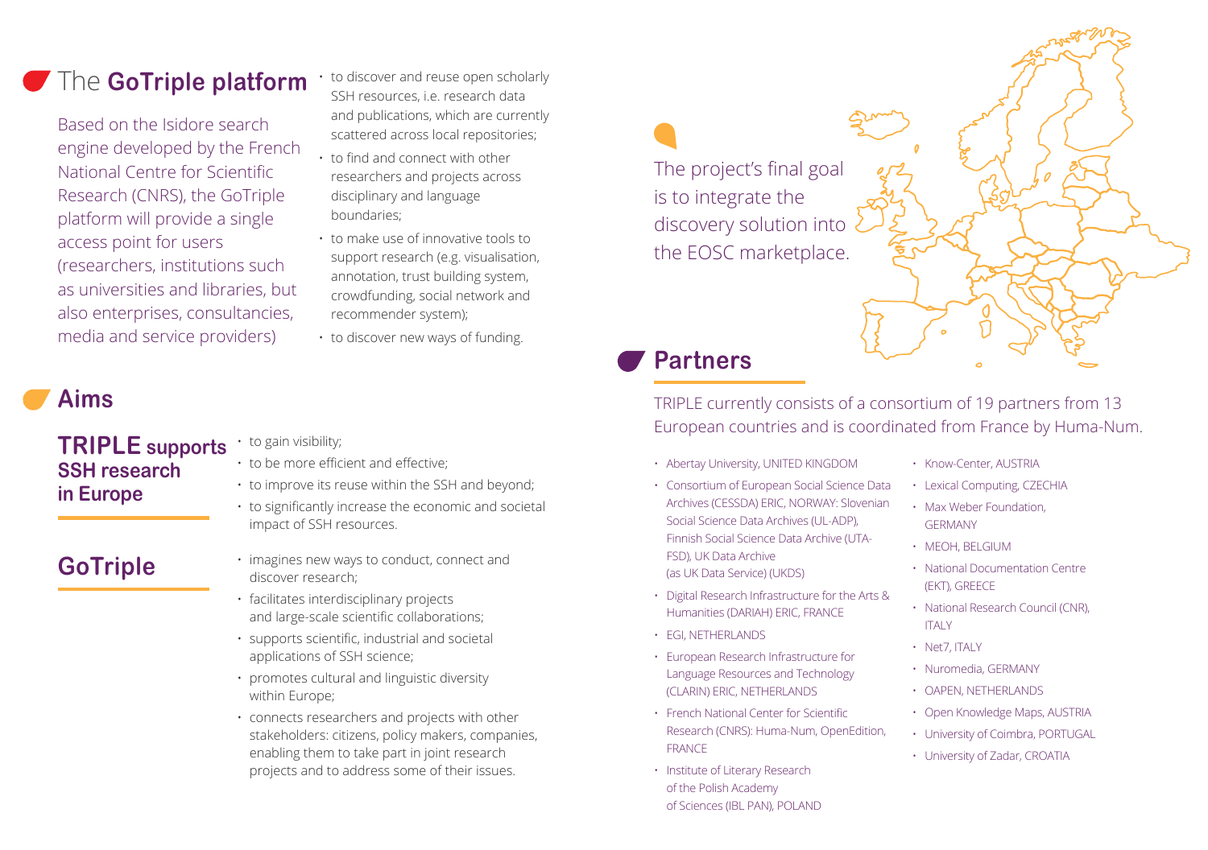## The GoTriple platform

Based on the Isidore search engine developed by the French National Centre for Scientific Research (CNRS), the GoTriple platform will provide a single access point for users (researchers, institutions such as universities and libraries, but also enterprises, consultancies, media and service providers)

- to discover and reuse open scholarly SSH resources, i.e. research data and publications, which are currently scattered across local repositories;
- to find and connect with other researchers and projects across disciplinary and language boundaries;
- to make use of innovative tools to support research (e.g. visualisation, annotation, trust building system, crowdfunding, social network and recommender system);
- to discover new ways of funding.

The project's final goal is to integrate the discovery solution into the EOSC marketplace.

## Aims

### TRIPLE supports SSH research in Europe

- to gain visibility;
- to be more efficient and effective;
- to improve its reuse within the SSH and beyond;
- to significantly increase the economic and societal impact of SSH resources.

### GoTriple

- imagines new ways to conduct, connect and discover research;
- facilitates interdisciplinary projects and large-scale scientific collaborations;
- supports scientific, industrial and societal applications of SSH science;
- promotes cultural and linguistic diversity within Europe;
- connects researchers and projects with other stakeholders: citizens, policy makers, companies, enabling them to take part in joint research projects and to address some of their issues.

## Partners

TRIPLE currently consists of a consortium of 19 partners from 13 European countries and is coordinated from France by Huma-Num.

- Abertay University, UNITED KINGDOM
- Consortium of European Social Science Data Archives (CESSDA) ERIC, NORWAY: Slovenian Social Science Data Archives (UL-ADP), Finnish Social Science Data Archive (UTA-FSD), UK Data Archive (as UK Data Service) (UKDS)
- Digital Research Infrastructure for the Arts & Humanities (DARIAH) ERIC, FRANCE
- EGI, NETHERLANDS
- European Research Infrastructure for Language Resources and Technology (CLARIN) ERIC, NETHERLANDS
- French National Center for Scientific Research (CNRS): Huma-Num, OpenEdition, FRANCE
- Institute of Literary Research of the Polish Academy of Sciences (IBL PAN), POLAND
- Know-Center, AUSTRIA
- Lexical Computing, CZECHIA
- Max Weber Foundation, GERMANY
- MEOH, BELGIUM
- National Documentation Centre (EKT), GREECE
- National Research Council (CNR), ITALY
- Net7, ITALY
- Nuromedia, GERMANY
- OAPEN, NETHERLANDS
- Open Knowledge Maps, AUSTRIA
- University of Coimbra, PORTUGAL
- University of Zadar, CROATIA